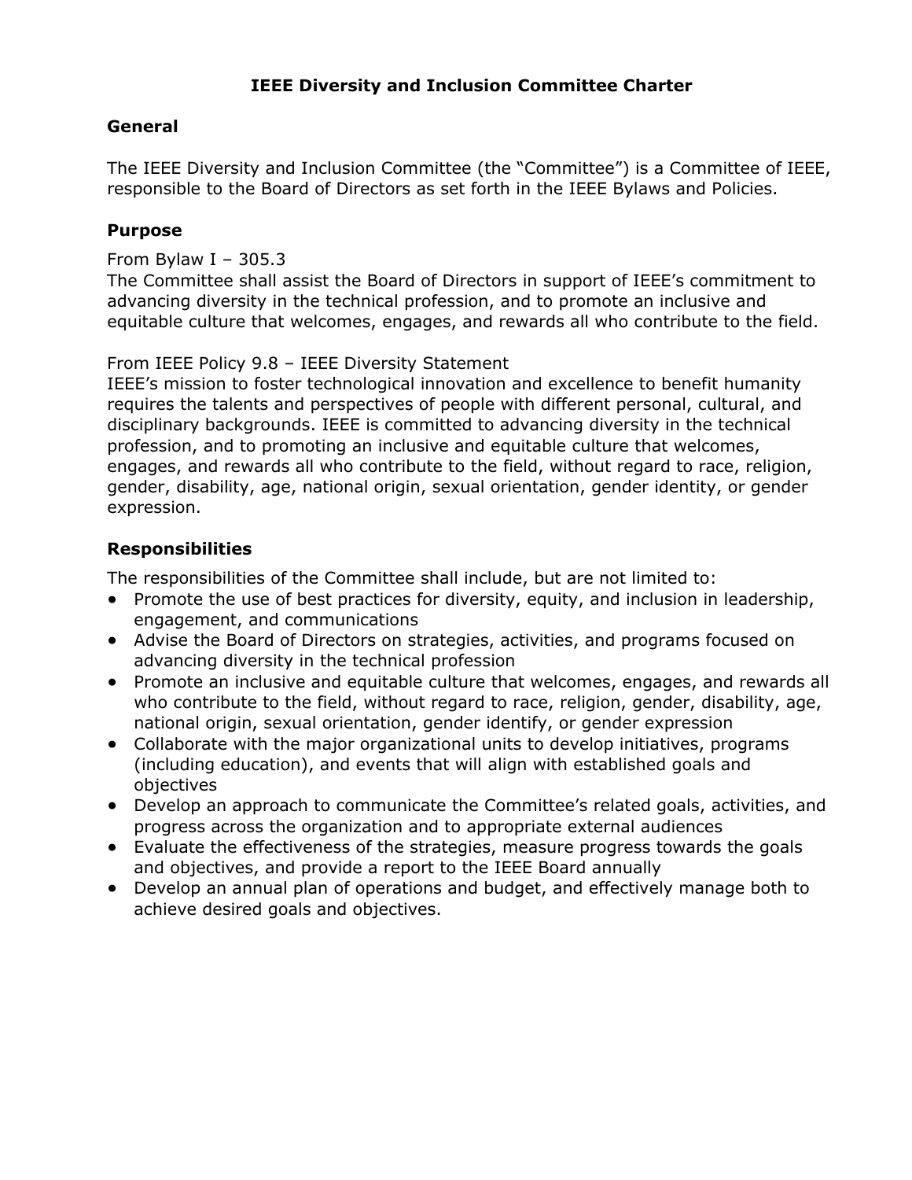# IEEE Diversity and Inclusion Committee Charter

## General

The IEEE Diversity and Inclusion Committee (the "Committee") is a Committee of IEEE, responsible to the Board of Directors as set forth in the IEEE Bylaws and Policies.

## Purpose

From Bylaw I – 305.3
The Committee shall assist the Board of Directors in support of IEEE's commitment to advancing diversity in the technical profession, and to promote an inclusive and equitable culture that welcomes, engages, and rewards all who contribute to the field.

From IEEE Policy 9.8 – IEEE Diversity Statement
IEEE's mission to foster technological innovation and excellence to benefit humanity requires the talents and perspectives of people with different personal, cultural, and disciplinary backgrounds. IEEE is committed to advancing diversity in the technical profession, and to promoting an inclusive and equitable culture that welcomes, engages, and rewards all who contribute to the field, without regard to race, religion, gender, disability, age, national origin, sexual orientation, gender identity, or gender expression.

## Responsibilities

The responsibilities of the Committee shall include, but are not limited to:

- Promote the use of best practices for diversity, equity, and inclusion in leadership, engagement, and communications
- Advise the Board of Directors on strategies, activities, and programs focused on advancing diversity in the technical profession
- Promote an inclusive and equitable culture that welcomes, engages, and rewards all who contribute to the field, without regard to race, religion, gender, disability, age, national origin, sexual orientation, gender identify, or gender expression
- Collaborate with the major organizational units to develop initiatives, programs (including education), and events that will align with established goals and objectives
- Develop an approach to communicate the Committee's related goals, activities, and progress across the organization and to appropriate external audiences
- Evaluate the effectiveness of the strategies, measure progress towards the goals and objectives, and provide a report to the IEEE Board annually
- Develop an annual plan of operations and budget, and effectively manage both to achieve desired goals and objectives.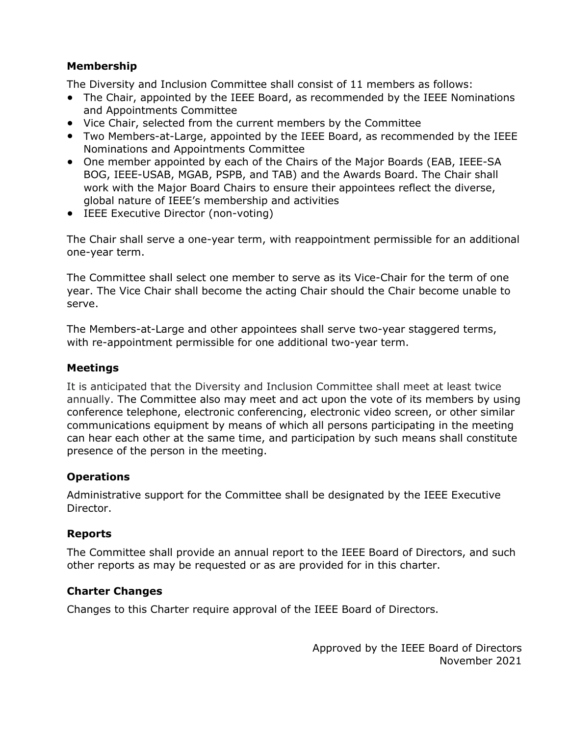### Membership

The Diversity and Inclusion Committee shall consist of 11 members as follows:

- The Chair, appointed by the IEEE Board, as recommended by the IEEE Nominations and Appointments Committee
- Vice Chair, selected from the current members by the Committee
- Two Members-at-Large, appointed by the IEEE Board, as recommended by the IEEE Nominations and Appointments Committee
- One member appointed by each of the Chairs of the Major Boards (EAB, IEEE-SA BOG, IEEE-USAB, MGAB, PSPB, and TAB) and the Awards Board. The Chair shall work with the Major Board Chairs to ensure their appointees reflect the diverse, global nature of IEEE's membership and activities
- IEEE Executive Director (non-voting)

The Chair shall serve a one-year term, with reappointment permissible for an additional one-year term.

The Committee shall select one member to serve as its Vice-Chair for the term of one year. The Vice Chair shall become the acting Chair should the Chair become unable to serve.

The Members-at-Large and other appointees shall serve two-year staggered terms, with re-appointment permissible for one additional two-year term.

### Meetings

It is anticipated that the Diversity and Inclusion Committee shall meet at least twice annually. The Committee also may meet and act upon the vote of its members by using conference telephone, electronic conferencing, electronic video screen, or other similar communications equipment by means of which all persons participating in the meeting can hear each other at the same time, and participation by such means shall constitute presence of the person in the meeting.

### Operations

Administrative support for the Committee shall be designated by the IEEE Executive Director.

### Reports

The Committee shall provide an annual report to the IEEE Board of Directors, and such other reports as may be requested or as are provided for in this charter.

### Charter Changes

Changes to this Charter require approval of the IEEE Board of Directors.

Approved by the IEEE Board of Directors
November 2021